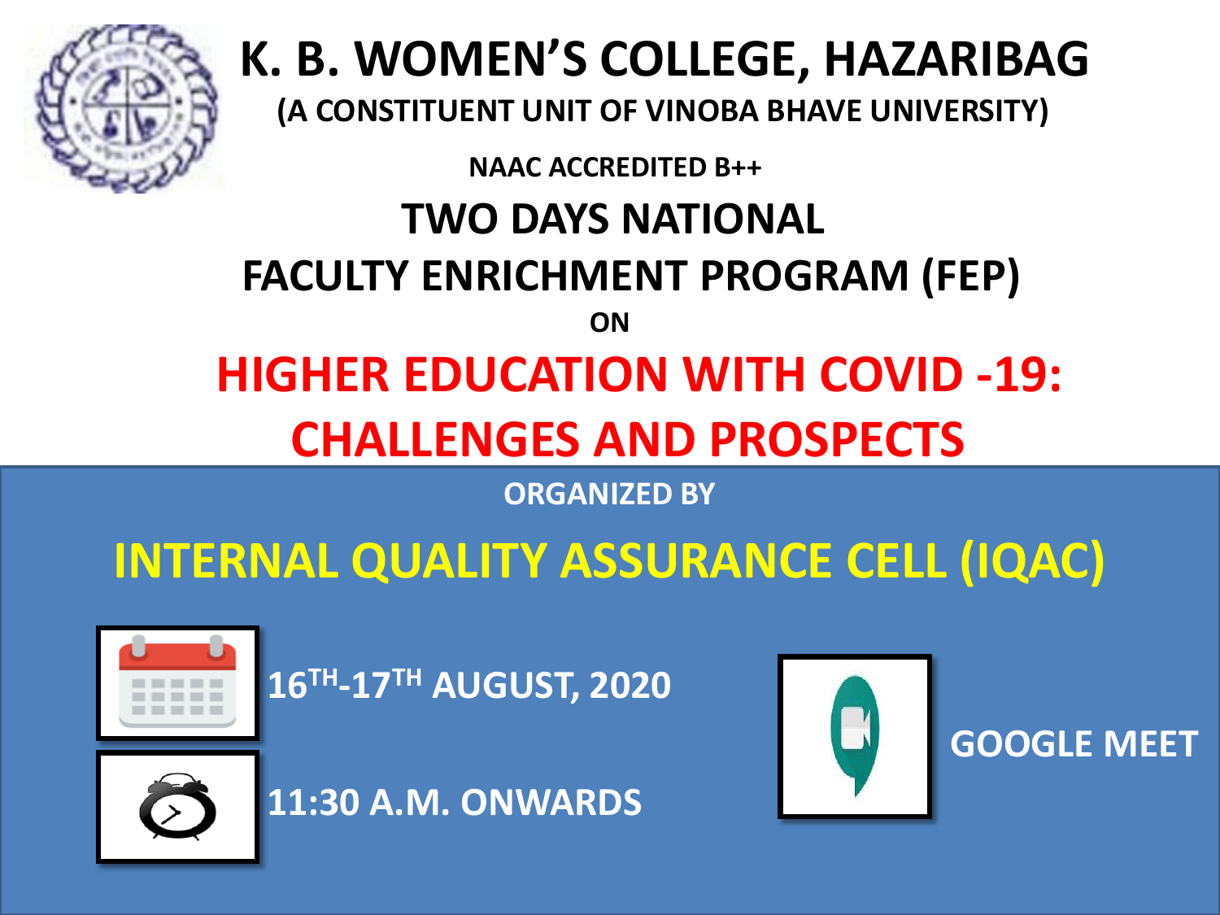# K. B. WOMEN'S COLLEGE, HAZARIBAG

**(A CONSTITUENT UNIT OF VINOBA BHAVE UNIVERSITY)**

**NAAC ACCREDITED B++**

## TWO DAYS NATIONAL

## FACULTY ENRICHMENT PROGRAM (FEP)

**ON**

## HIGHER EDUCATION WITH COVID -19: CHALLENGES AND PROSPECTS

**ORGANIZED BY**

## INTERNAL QUALITY ASSURANCE CELL (IQAC)

**16TH-17TH AUGUST, 2020**

**11:30 A.M. ONWARDS**

**GOOGLE MEET**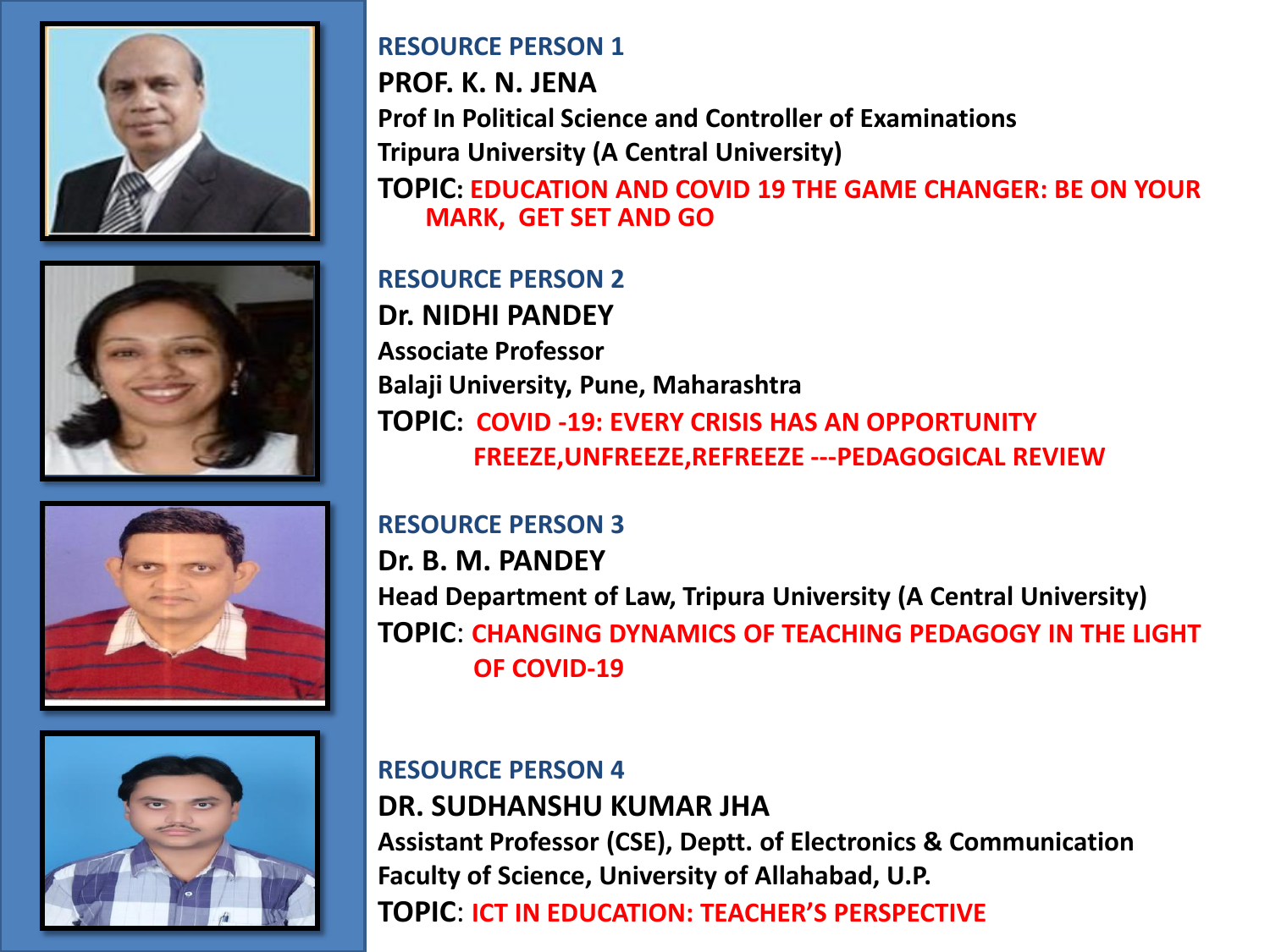## RESOURCE PERSON 1

**PROF. K. N. JENA**

**Prof In Political Science and Controller of Examinations**

**Tripura University (A Central University)**

**TOPIC: EDUCATION AND COVID 19 THE GAME CHANGER: BE ON YOUR MARK, GET SET AND GO**

## RESOURCE PERSON 2

**Dr. NIDHI PANDEY**

**Associate Professor**

**Balaji University, Pune, Maharashtra**

**TOPIC: COVID -19: EVERY CRISIS HAS AN OPPORTUNITY FREEZE,UNFREEZE,REFREEZE ---PEDAGOGICAL REVIEW**

## RESOURCE PERSON 3

**Dr. B. M. PANDEY**

**Head Department of Law, Tripura University (A Central University)**

**TOPIC: CHANGING DYNAMICS OF TEACHING PEDAGOGY IN THE LIGHT OF COVID-19**

## RESOURCE PERSON 4

**DR. SUDHANSHU KUMAR JHA**

**Assistant Professor (CSE), Deptt. of Electronics & Communication**

**Faculty of Science, University of Allahabad, U.P.**

**TOPIC: ICT IN EDUCATION: TEACHER'S PERSPECTIVE**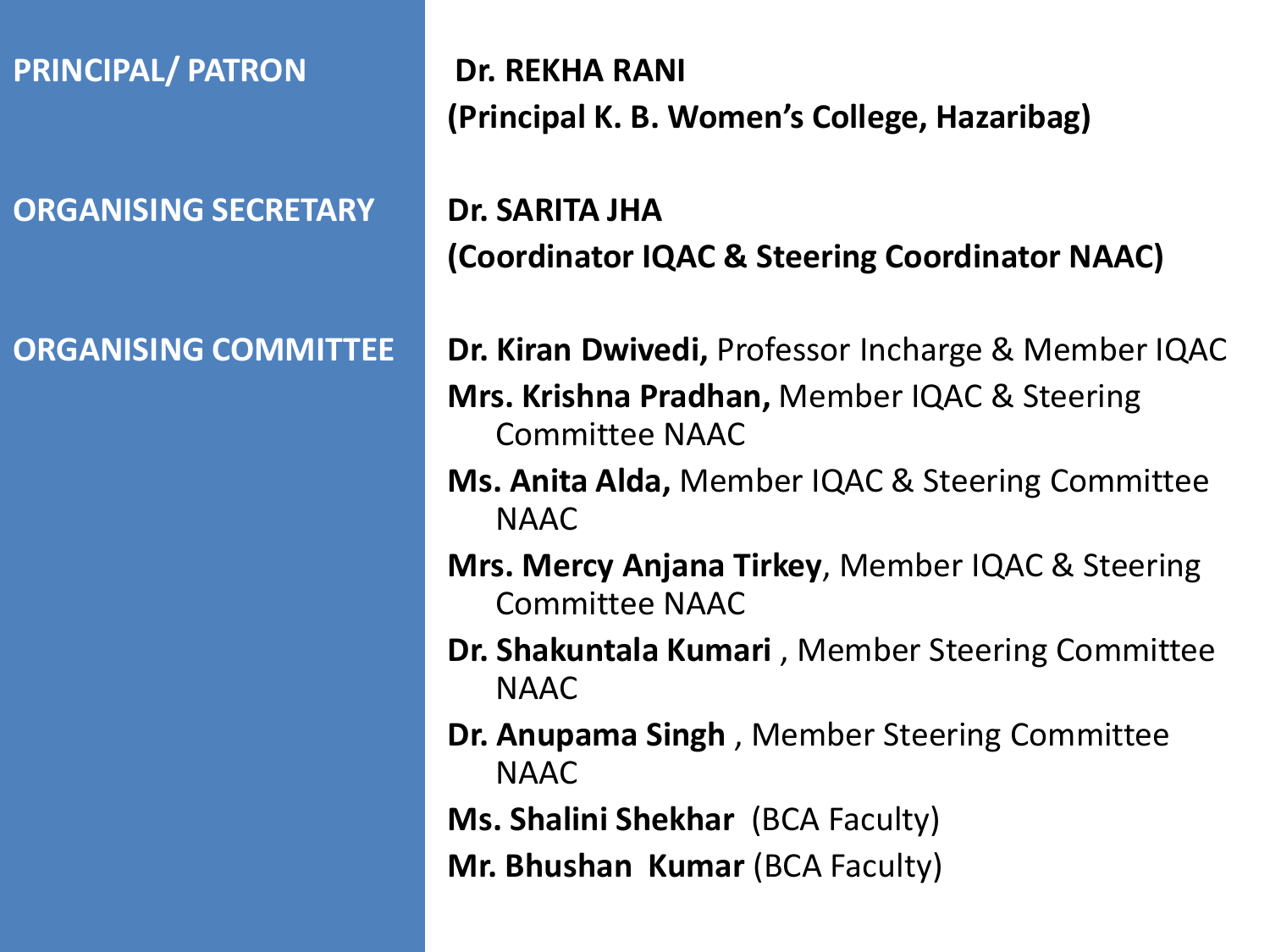**PRINCIPAL/ PATRON**

**Dr. REKHA RANI**
**(Principal K. B. Women's College, Hazaribag)**

**ORGANISING SECRETARY**

**Dr. SARITA JHA**
**(Coordinator IQAC & Steering Coordinator NAAC)**

**ORGANISING COMMITTEE**

- **Dr. Kiran Dwivedi,** Professor Incharge & Member IQAC
- **Mrs. Krishna Pradhan,** Member IQAC & Steering Committee NAAC
- **Ms. Anita Alda,** Member IQAC & Steering Committee NAAC
- **Mrs. Mercy Anjana Tirkey**, Member IQAC & Steering Committee NAAC
- **Dr. Shakuntala Kumari** , Member Steering Committee NAAC
- **Dr. Anupama Singh** , Member Steering Committee NAAC
- **Ms. Shalini Shekhar** (BCA Faculty)
- **Mr. Bhushan Kumar** (BCA Faculty)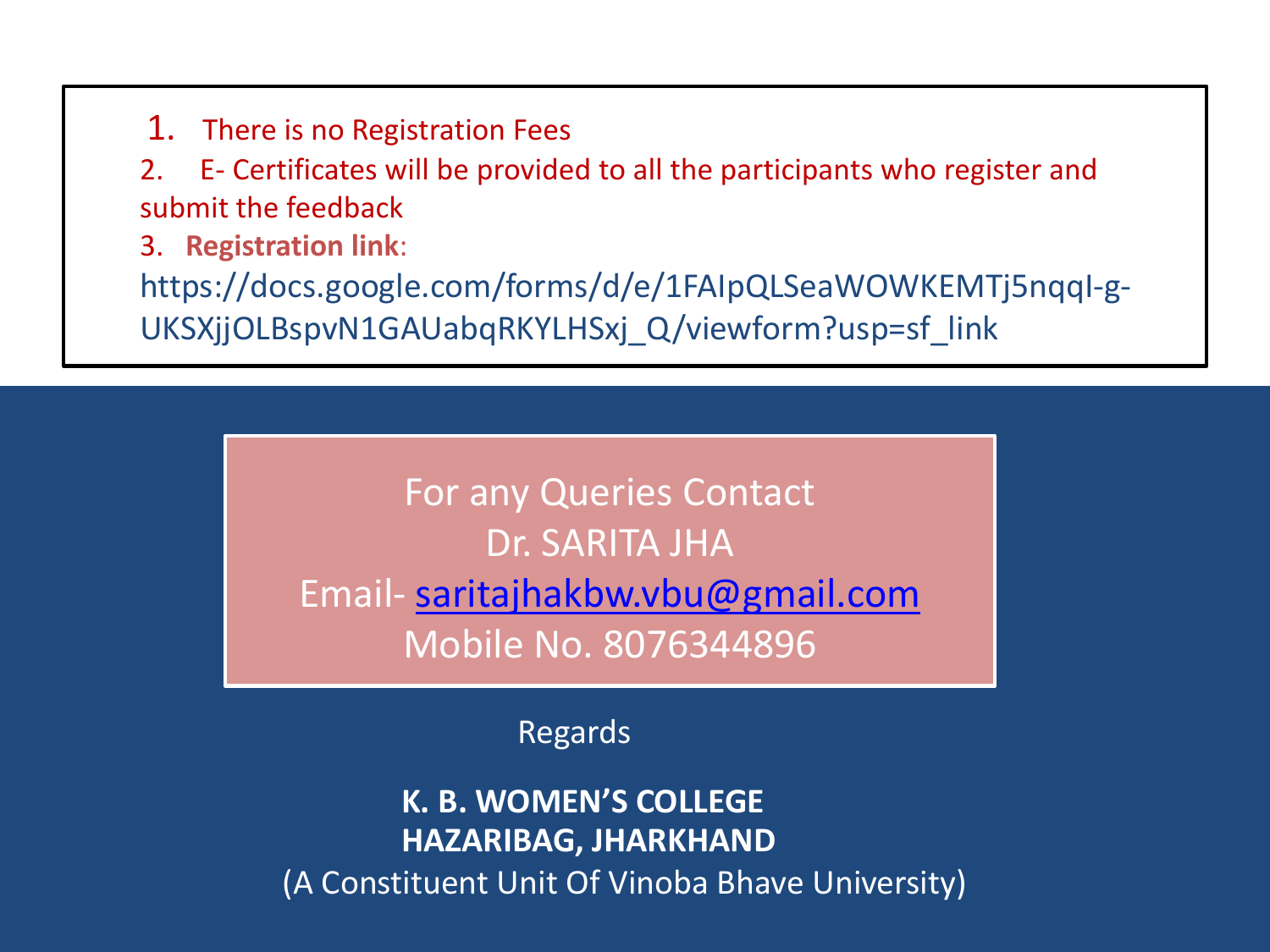1. There is no Registration Fees
2. E- Certificates will be provided to all the participants who register and submit the feedback
3. **Registration link**:

https://docs.google.com/forms/d/e/1FAIpQLSeaWOWKEMTj5nqqI-g-UKSXjjOLBspvN1GAUabqRKYLHSxj_Q/viewform?usp=sf_link

For any Queries Contact
Dr. SARITA JHA
Email- saritajhakbw.vbu@gmail.com
Mobile No. 8076344896

Regards

**K. B. WOMEN'S COLLEGE**
**HAZARIBAG, JHARKHAND**
(A Constituent Unit Of Vinoba Bhave University)